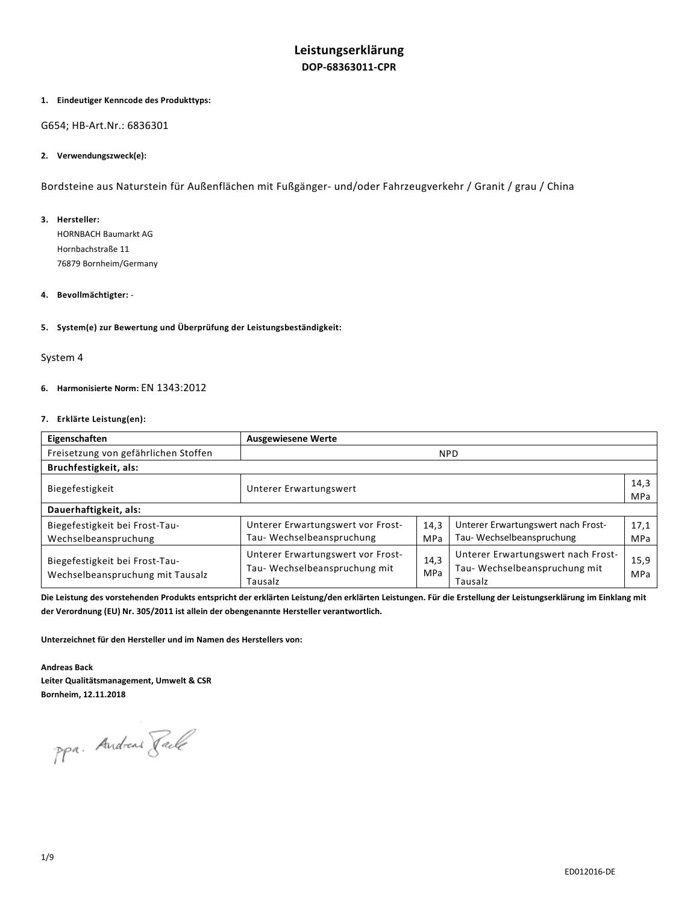# Leistungserklärung

## DOP-68363011-CPR

**1. Eindeutiger Kenncode des Produkttyps:**

G654; HB-Art.Nr.: 6836301

**2. Verwendungszweck(e):**

Bordsteine aus Naturstein für Außenflächen mit Fußgänger- und/oder Fahrzeugverkehr / Granit / grau / China

**3. Hersteller:**

HORNBACH Baumarkt AG
Hornbachstraße 11
76879 Bornheim/Germany

**4. Bevollmächtigter:** -

**5. System(e) zur Bewertung und Überprüfung der Leistungsbeständigkeit:**

System 4

**6. Harmonisierte Norm:** EN 1343:2012

**7. Erklärte Leistung(en):**

| Eigenschaften | Ausgewiesene Werte | | | |
|---|---|---|---|---|
| Freisetzung von gefährlichen Stoffen | NPD | | | |
| **Bruchfestigkeit, als:** | | | | |
| Biegefestigkeit | Unterer Erwartungswert | | | 14,3 MPa |
| **Dauerhaftigkeit, als:** | | | | |
| Biegefestigkeit bei Frost-Tau-Wechselbeanspruchung | Unterer Erwartungswert vor Frost-Tau- Wechselbeanspruchung | 14,3 MPa | Unterer Erwartungswert nach Frost-Tau- Wechselbeanspruchung | 17,1 MPa |
| Biegefestigkeit bei Frost-Tau-Wechselbeanspruchung mit Tausalz | Unterer Erwartungswert vor Frost-Tau- Wechselbeanspruchung mit Tausalz | 14,3 MPa | Unterer Erwartungswert nach Frost-Tau- Wechselbeanspruchung mit Tausalz | 15,9 MPa |

**Die Leistung des vorstehenden Produkts entspricht der erklärten Leistung/den erklärten Leistungen. Für die Erstellung der Leistungserklärung im Einklang mit der Verordnung (EU) Nr. 305/2011 ist allein der obengenannte Hersteller verantwortlich.**

**Unterzeichnet für den Hersteller und im Namen des Herstellers von:**

**Andreas Back**
**Leiter Qualitätsmanagement, Umwelt & CSR**
**Bornheim, 12.11.2018**

ppa. Andreas Back

ED012016-DE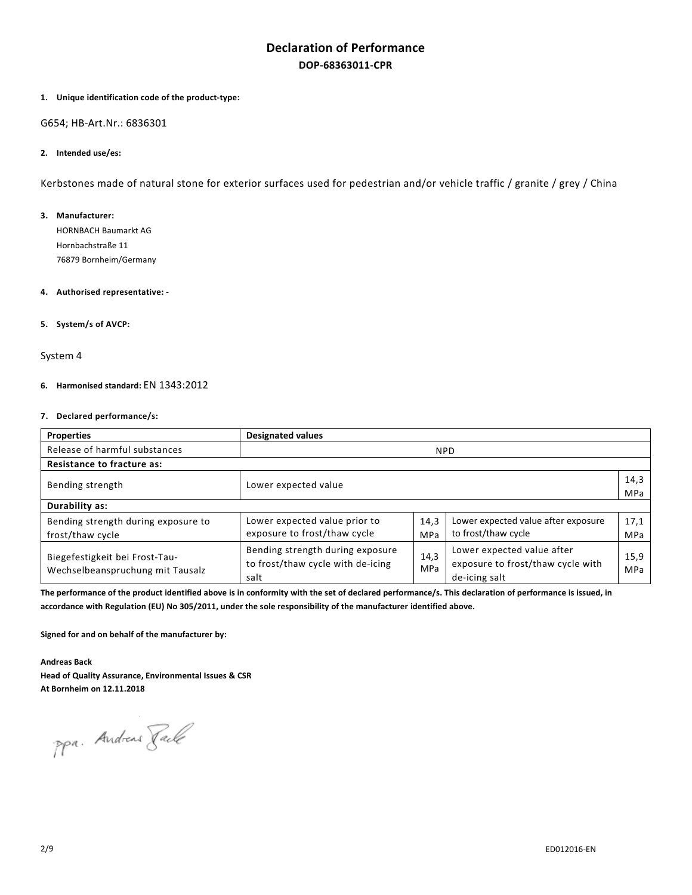# Declaration of Performance

## DOP-68363011-CPR

**1. Unique identification code of the product-type:**

G654; HB-Art.Nr.: 6836301

**2. Intended use/es:**

Kerbstones made of natural stone for exterior surfaces used for pedestrian and/or vehicle traffic / granite / grey / China

**3. Manufacturer:**

HORNBACH Baumarkt AG
Hornbachstraße 11
76879 Bornheim/Germany

**4. Authorised representative: -**

**5. System/s of AVCP:**

System 4

**6. Harmonised standard:** EN 1343:2012

**7. Declared performance/s:**

| Properties | Designated values | | | |
|---|---|---|---|---|
| Release of harmful substances | NPD | | | |
| **Resistance to fracture as:** | | | | |
| Bending strength | Lower expected value | | | 14,3 MPa |
| **Durability as:** | | | | |
| Bending strength during exposure to frost/thaw cycle | Lower expected value prior to exposure to frost/thaw cycle | 14,3 MPa | Lower expected value after exposure to frost/thaw cycle | 17,1 MPa |
| Biegefestigkeit bei Frost-Tau-Wechselbeanspruchung mit Tausalz | Bending strength during exposure to frost/thaw cycle with de-icing salt | 14,3 MPa | Lower expected value after exposure to frost/thaw cycle with de-icing salt | 15,9 MPa |

**The performance of the product identified above is in conformity with the set of declared performance/s. This declaration of performance is issued, in accordance with Regulation (EU) No 305/2011, under the sole responsibility of the manufacturer identified above.**

**Signed for and on behalf of the manufacturer by:**

**Andreas Back**
**Head of Quality Assurance, Environmental Issues & CSR**
**At Bornheim on 12.11.2018**

ppa. Andreas Back

ED012016-EN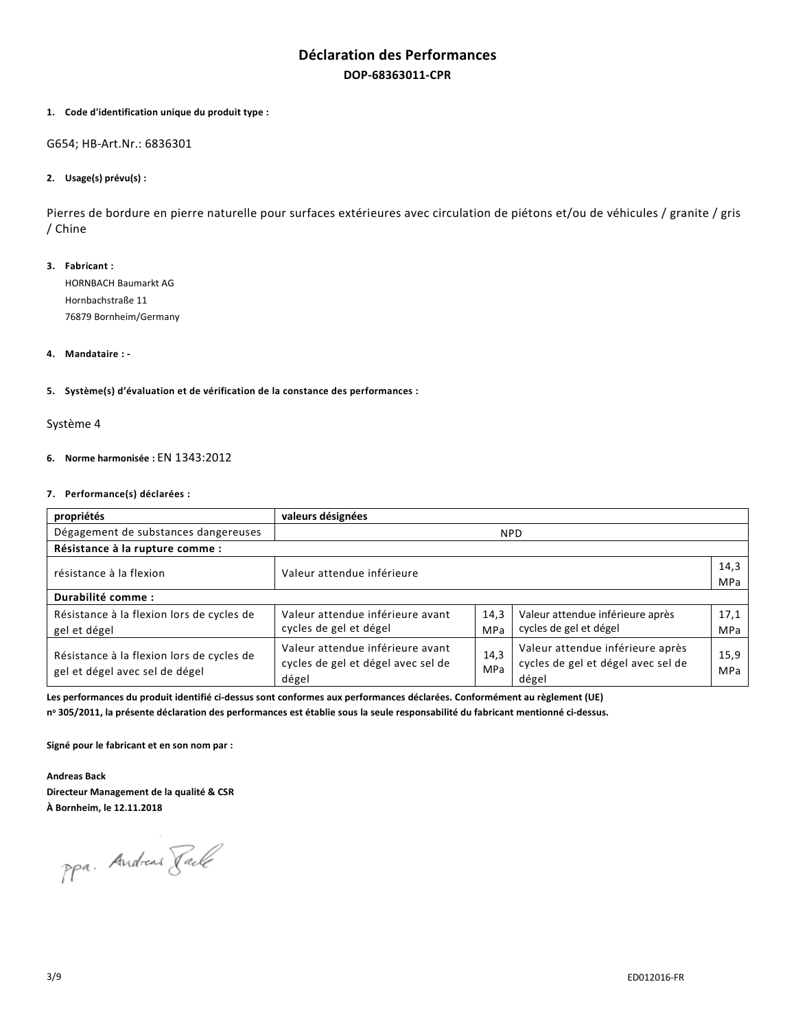# Déclaration des Performances

**DOP-68363011-CPR**

**1. Code d'identification unique du produit type :**

G654; HB-Art.Nr.: 6836301

**2. Usage(s) prévu(s) :**

Pierres de bordure en pierre naturelle pour surfaces extérieures avec circulation de piétons et/ou de véhicules / granite / gris / Chine

**3. Fabricant :**

HORNBACH Baumarkt AG
Hornbachstraße 11
76879 Bornheim/Germany

**4. Mandataire : -**

**5. Système(s) d'évaluation et de vérification de la constance des performances :**

Système 4

**6. Norme harmonisée :** EN 1343:2012

**7. Performance(s) déclarées :**

| **propriétés** | **valeurs désignées** | | | |
|---|---|---|---|---|
| Dégagement de substances dangereuses | NPD | | | |
| **Résistance à la rupture comme :** | | | | |
| résistance à la flexion | Valeur attendue inférieure | | | 14,3 MPa |
| **Durabilité comme :** | | | | |
| Résistance à la flexion lors de cycles de gel et dégel | Valeur attendue inférieure avant cycles de gel et dégel | 14,3 MPa | Valeur attendue inférieure après cycles de gel et dégel | 17,1 MPa |
| Résistance à la flexion lors de cycles de gel et dégel avec sel de dégel | Valeur attendue inférieure avant cycles de gel et dégel avec sel de dégel | 14,3 MPa | Valeur attendue inférieure après cycles de gel et dégel avec sel de dégel | 15,9 MPa |

**Les performances du produit identifié ci-dessus sont conformes aux performances déclarées. Conformément au règlement (UE) n° 305/2011, la présente déclaration des performances est établie sous la seule responsabilité du fabricant mentionné ci-dessus.**

**Signé pour le fabricant et en son nom par :**

**Andreas Back**
**Directeur Management de la qualité & CSR**
**À Bornheim, le 12.11.2018**

ppa. Andreas Back

ED012016-FR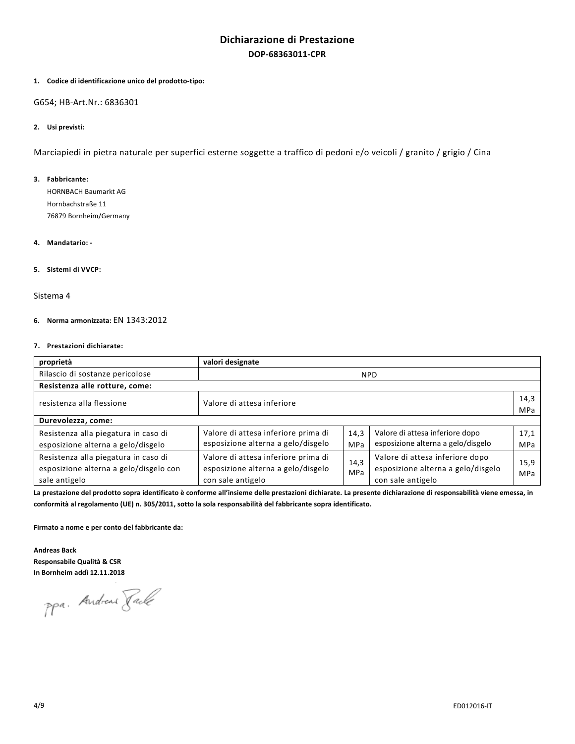# Dichiarazione di Prestazione

## DOP-68363011-CPR

**1. Codice di identificazione unico del prodotto-tipo:**

G654; HB-Art.Nr.: 6836301

**2. Usi previsti:**

Marciapiedi in pietra naturale per superfici esterne soggette a traffico di pedoni e/o veicoli / granito / grigio / Cina

**3. Fabbricante:**

HORNBACH Baumarkt AG
Hornbachstraße 11
76879 Bornheim/Germany

**4. Mandatario: -**

**5. Sistemi di VVCP:**

Sistema 4

**6. Norma armonizzata:** EN 1343:2012

**7. Prestazioni dichiarate:**

| proprietà | valori designate | | | |
|---|---|---|---|---|
| Rilascio di sostanze pericolose | NPD | | | |
| **Resistenza alle rotture, come:** | | | | |
| resistenza alla flessione | Valore di attesa inferiore | | | 14,3 MPa |
| **Durevolezza, come:** | | | | |
| Resistenza alla piegatura in caso di esposizione alterna a gelo/disgelo | Valore di attesa inferiore prima di esposizione alterna a gelo/disgelo | 14,3 MPa | Valore di attesa inferiore dopo esposizione alterna a gelo/disgelo | 17,1 MPa |
| Resistenza alla piegatura in caso di esposizione alterna a gelo/disgelo con sale antigelo | Valore di attesa inferiore prima di esposizione alterna a gelo/disgelo con sale antigelo | 14,3 MPa | Valore di attesa inferiore dopo esposizione alterna a gelo/disgelo con sale antigelo | 15,9 MPa |

**La prestazione del prodotto sopra identificato è conforme all'insieme delle prestazioni dichiarate. La presente dichiarazione di responsabilità viene emessa, in conformità al regolamento (UE) n. 305/2011, sotto la sola responsabilità del fabbricante sopra identificato.**

**Firmato a nome e per conto del fabbricante da:**

**Andreas Back**
**Responsabile Qualità & CSR**
**In Bornheim addì 12.11.2018**

ppa. Andreas Back

ED012016-IT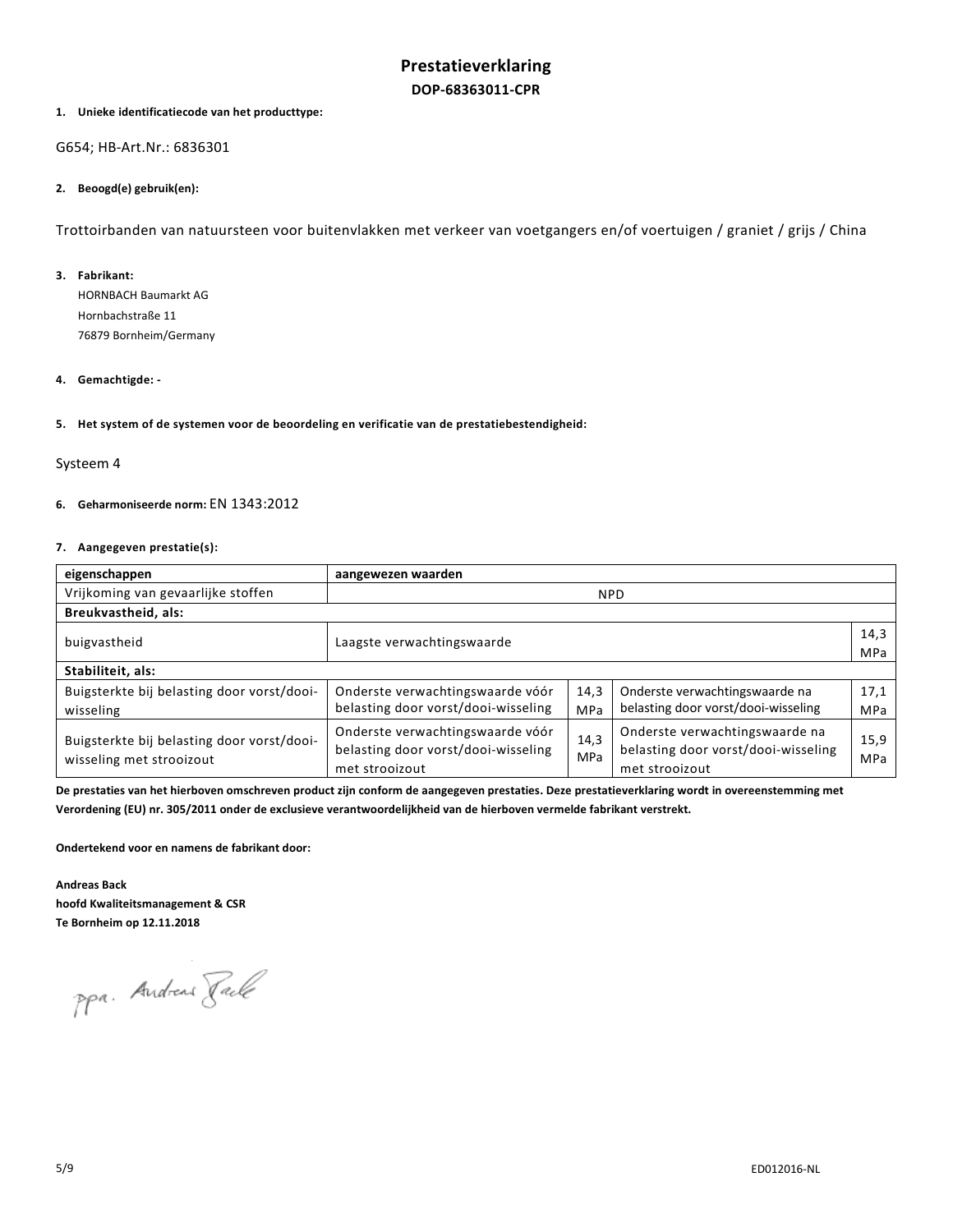# Prestatieverklaring

## DOP-68363011-CPR

**1. Unieke identificatiecode van het producttype:**

G654; HB-Art.Nr.: 6836301

**2. Beoogd(e) gebruik(en):**

Trottoirbanden van natuursteen voor buitenvlakken met verkeer van voetgangers en/of voertuigen / graniet / grijs / China

**3. Fabrikant:**

HORNBACH Baumarkt AG
Hornbachstraße 11
76879 Bornheim/Germany

**4. Gemachtigde: -**

**5. Het system of de systemen voor de beoordeling en verificatie van de prestatiebestendigheid:**

Systeem 4

**6. Geharmoniseerde norm:** EN 1343:2012

**7. Aangegeven prestatie(s):**

| eigenschappen | aangewezen waarden | | | |
|---|---|---|---|---|
| Vrijkoming van gevaarlijke stoffen | NPD | | | |
| **Breukvastheid, als:** | | | | |
| buigvastheid | Laagste verwachtingswaarde | | | 14,3 MPa |
| **Stabiliteit, als:** | | | | |
| Buigsterkte bij belasting door vorst/dooi-wisseling | Onderste verwachtingswaarde vóór belasting door vorst/dooi-wisseling | 14,3 MPa | Onderste verwachtingswaarde na belasting door vorst/dooi-wisseling | 17,1 MPa |
| Buigsterkte bij belasting door vorst/dooi-wisseling met strooizout | Onderste verwachtingswaarde vóór belasting door vorst/dooi-wisseling met strooizout | 14,3 MPa | Onderste verwachtingswaarde na belasting door vorst/dooi-wisseling met strooizout | 15,9 MPa |

**De prestaties van het hierboven omschreven product zijn conform de aangegeven prestaties. Deze prestatieverklaring wordt in overeenstemming met Verordening (EU) nr. 305/2011 onder de exclusieve verantwoordelijkheid van de hierboven vermelde fabrikant verstrekt.**

**Ondertekend voor en namens de fabrikant door:**

**Andreas Back**
**hoofd Kwaliteitsmanagement & CSR**
**Te Bornheim op 12.11.2018**

ppa. Andreas Back

ED012016-NL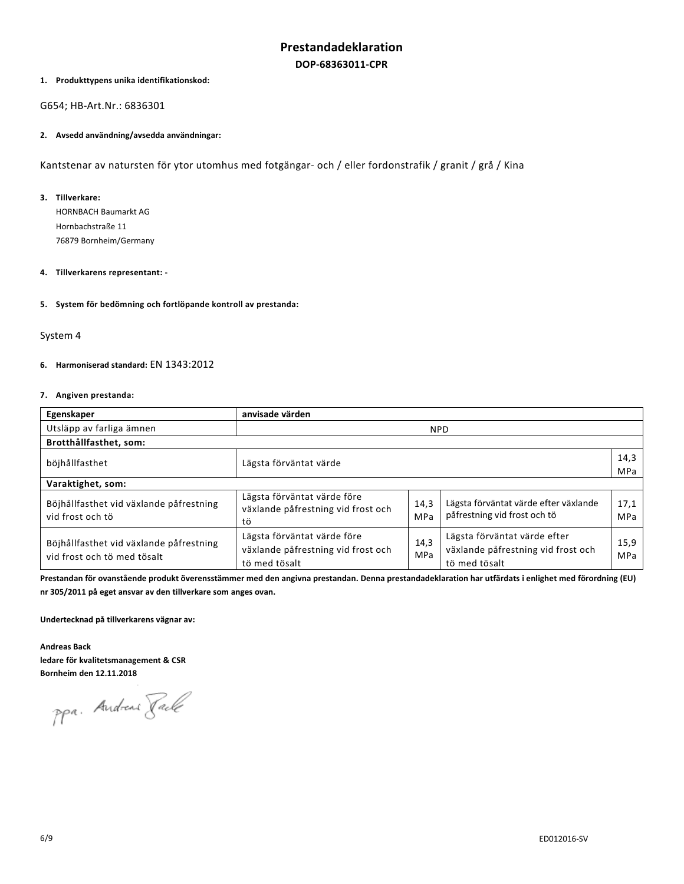# Prestandadeklaration

**DOP-68363011-CPR**

**1. Produkttypens unika identifikationskod:**

G654; HB-Art.Nr.: 6836301

**2. Avsedd användning/avsedda användningar:**

Kantstenar av natursten för ytor utomhus med fotgängar- och / eller fordonstrafik / granit / grå / Kina

**3. Tillverkare:**

HORNBACH Baumarkt AG
Hornbachstraße 11
76879 Bornheim/Germany

**4. Tillverkarens representant: -**

**5. System för bedömning och fortlöpande kontroll av prestanda:**

System 4

**6. Harmoniserad standard:** EN 1343:2012

**7. Angiven prestanda:**

| **Egenskaper** | **anvisade värden** | | | |
|---|---|---|---|---|
| Utsläpp av farliga ämnen | NPD | | | |
| **Brotthållfasthet, som:** | | | | |
| böjhållfasthet | Lägsta förväntat värde | | | 14,3 MPa |
| **Varaktighet, som:** | | | | |
| Böjhållfasthet vid växlande påfrestning vid frost och tö | Lägsta förväntat värde före växlande påfrestning vid frost och tö | 14,3 MPa | Lägsta förväntat värde efter växlande påfrestning vid frost och tö | 17,1 MPa |
| Böjhållfasthet vid växlande påfrestning vid frost och tö med tösalt | Lägsta förväntat värde före växlande påfrestning vid frost och tö med tösalt | 14,3 MPa | Lägsta förväntat värde efter växlande påfrestning vid frost och tö med tösalt | 15,9 MPa |

**Prestandan för ovanstående produkt överensstämmer med den angivna prestandan. Denna prestandadeklaration har utfärdats i enlighet med förordning (EU) nr 305/2011 på eget ansvar av den tillverkare som anges ovan.**

**Undertecknad på tillverkarens vägnar av:**

**Andreas Back**
**ledare för kvalitetsmanagement & CSR**
**Bornheim den 12.11.2018**

ppa. Andreas Back

ED012016-SV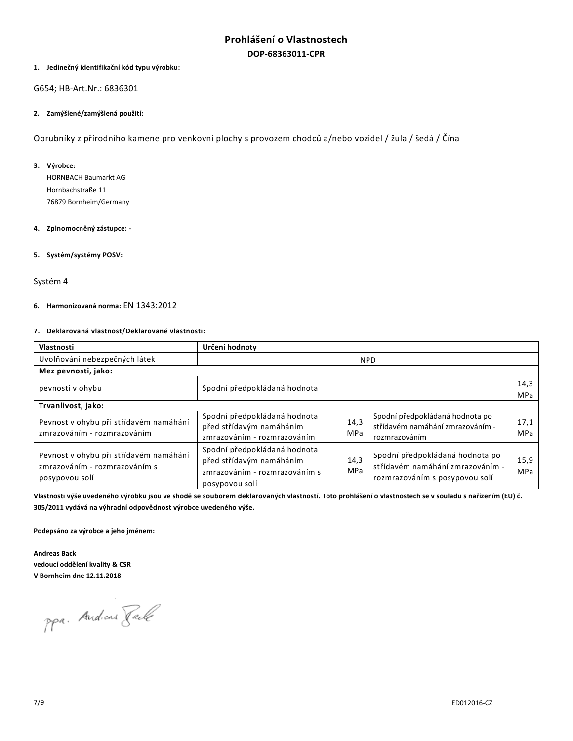# Prohlášení o Vlastnostech

**DOP-68363011-CPR**

**1. Jedinečný identifikační kód typu výrobku:**

G654; HB-Art.Nr.: 6836301

**2. Zamýšlené/zamýšlená použití:**

Obrubníky z přírodního kamene pro venkovní plochy s provozem chodců a/nebo vozidel / žula / šedá / Čína

**3. Výrobce:**

HORNBACH Baumarkt AG
Hornbachstraße 11
76879 Bornheim/Germany

**4. Zplnomocněný zástupce: -**

**5. Systém/systémy POSV:**

Systém 4

**6. Harmonizovaná norma:** EN 1343:2012

**7. Deklarovaná vlastnost/Deklarované vlastnosti:**

| Vlastnosti | Určení hodnoty | | | |
|---|---|---|---|---|
| Uvolňování nebezpečných látek | NPD | | | |
| **Mez pevnosti, jako:** | | | | |
| pevnosti v ohybu | Spodní předpokládaná hodnota | | | 14,3 MPa |
| **Trvanlivost, jako:** | | | | |
| Pevnost v ohybu při střídavém namáhání zmrazováním - rozmrazováním | Spodní předpokládaná hodnota před střídavým namáháním zmrazováním - rozmrazováním | 14,3 MPa | Spodní předpokládaná hodnota po střídavém namáhání zmrazováním - rozmrazováním | 17,1 MPa |
| Pevnost v ohybu při střídavém namáhání zmrazováním - rozmrazováním s posypovou solí | Spodní předpokládaná hodnota před střídavým namáháním zmrazováním - rozmrazováním s posypovou solí | 14,3 MPa | Spodní předpokládaná hodnota po střídavém namáhání zmrazováním - rozmrazováním s posypovou solí | 15,9 MPa |

**Vlastnosti výše uvedeného výrobku jsou ve shodě se souborem deklarovaných vlastností. Toto prohlášení o vlastnostech se v souladu s nařízením (EU) č. 305/2011 vydává na výhradní odpovědnost výrobce uvedeného výše.**

**Podepsáno za výrobce a jeho jménem:**

**Andreas Back**
**vedoucí oddělení kvality & CSR**
**V Bornheim dne 12.11.2018**

ppa. Andreas Back

ED012016-CZ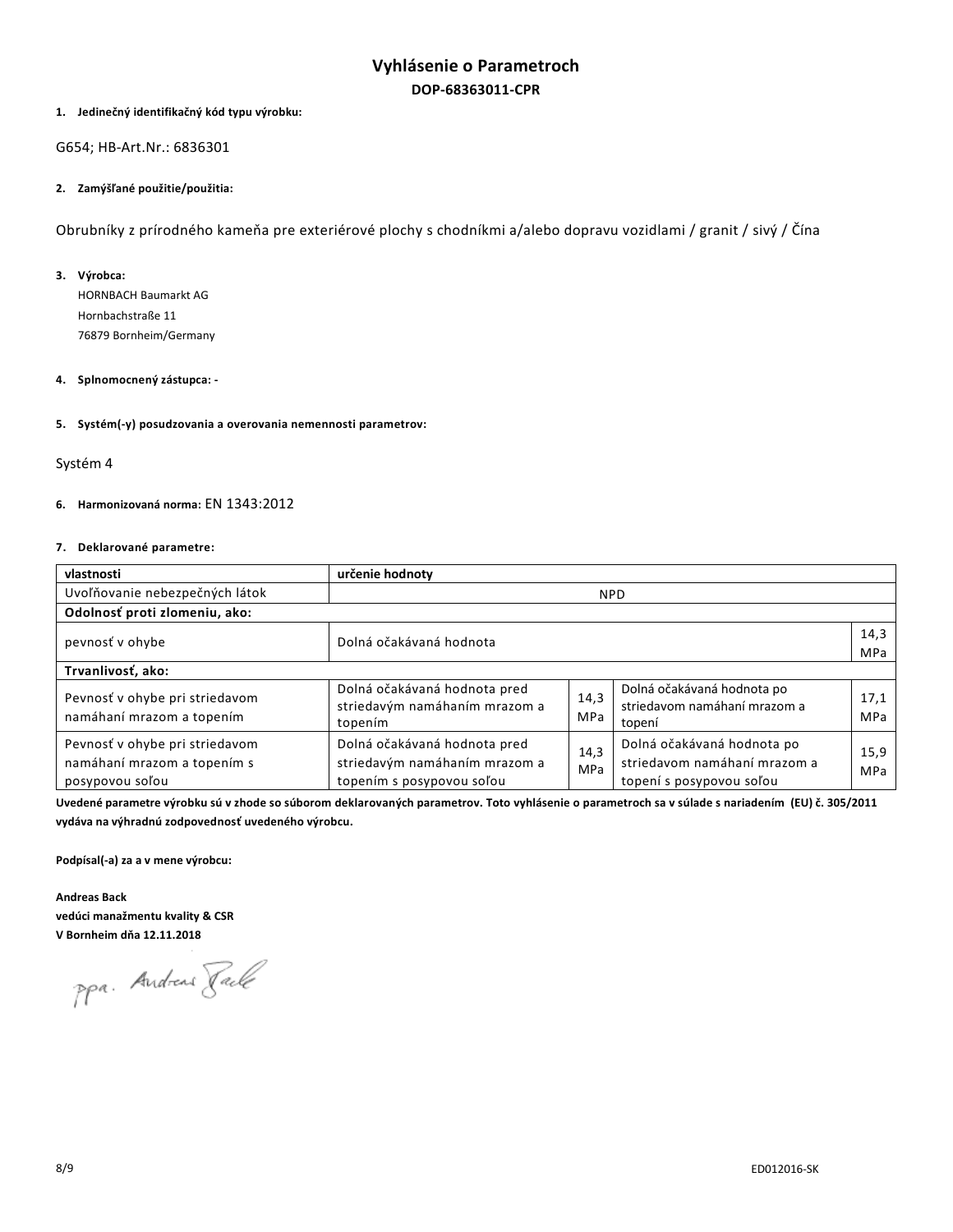# Vyhlásenie o Parametroch

**DOP-68363011-CPR**

**1. Jedinečný identifikačný kód typu výrobku:**

G654; HB-Art.Nr.: 6836301

**2. Zamýšľané použitie/použitia:**

Obrubníky z prírodného kameňa pre exteriérové plochy s chodníkmi a/alebo dopravu vozidlami / granit / sivý / Čína

**3. Výrobca:**

HORNBACH Baumarkt AG
Hornbachstraße 11
76879 Bornheim/Germany

**4. Splnomocnený zástupca: -**

**5. Systém(-y) posudzovania a overovania nemennosti parametrov:**

Systém 4

**6. Harmonizovaná norma:** EN 1343:2012

**7. Deklarované parametre:**

| **vlastnosti** | **určenie hodnoty** | | | |
|---|---|---|---|---|
| Uvoľňovanie nebezpečných látok | NPD | | | |
| **Odolnosť proti zlomeniu, ako:** | | | | |
| pevnosť v ohybe | Dolná očakávaná hodnota | | | 14,3 MPa |
| **Trvanlivosť, ako:** | | | | |
| Pevnosť v ohybe pri striedavom namáhaní mrazom a topením | Dolná očakávaná hodnota pred striedavým namáhaním mrazom a topením | 14,3 MPa | Dolná očakávaná hodnota po striedavom namáhaní mrazom a topení | 17,1 MPa |
| Pevnosť v ohybe pri striedavom namáhaní mrazom a topením s posypovou soľou | Dolná očakávaná hodnota pred striedavým namáhaním mrazom a topením s posypovou soľou | 14,3 MPa | Dolná očakávaná hodnota po striedavom namáhaní mrazom a topení s posypovou soľou | 15,9 MPa |

**Uvedené parametre výrobku sú v zhode so súborom deklarovaných parametrov. Toto vyhlásenie o parametroch sa v súlade s nariadením (EU) č. 305/2011 vydáva na výhradnú zodpovednosť uvedeného výrobcu.**

**Podpísal(-a) za a v mene výrobcu:**

**Andreas Back**
**vedúci manažmentu kvality & CSR**
**V Bornheim dňa 12.11.2018**

ppa. Andreas Back

ED012016-SK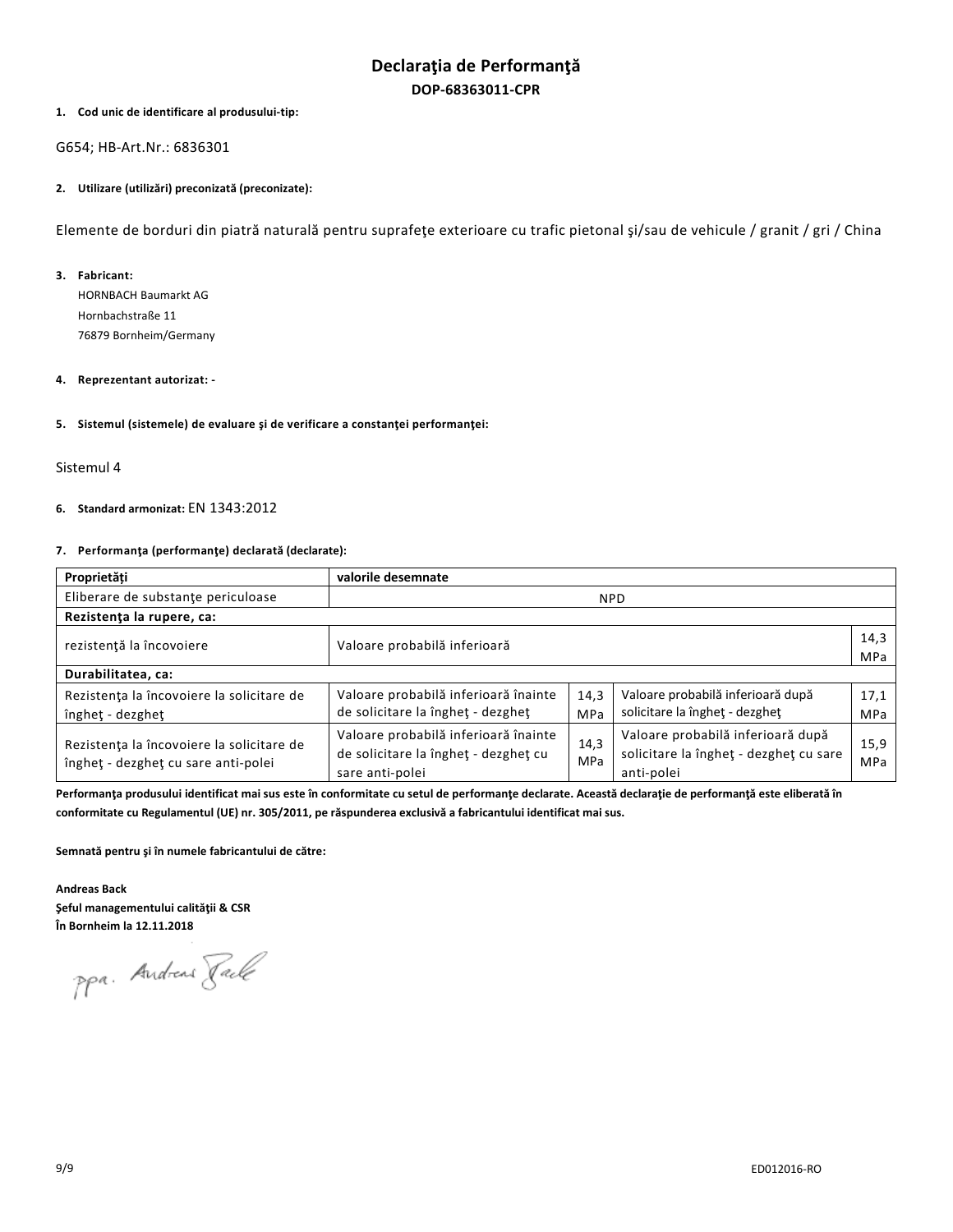# Declaraţia de Performanţă

**DOP-68363011-CPR**

**1. Cod unic de identificare al produsului-tip:**

G654; HB-Art.Nr.: 6836301

**2. Utilizare (utilizări) preconizată (preconizate):**

Elemente de borduri din piatră naturală pentru suprafeţe exterioare cu trafic pietonal şi/sau de vehicule / granit / gri / China

**3. Fabricant:**

HORNBACH Baumarkt AG
Hornbachstraße 11
76879 Bornheim/Germany

**4. Reprezentant autorizat: -**

**5. Sistemul (sistemele) de evaluare şi de verificare a constanţei performanţei:**

Sistemul 4

**6. Standard armonizat:** EN 1343:2012

**7. Performanţa (performanţe) declarată (declarate):**

| **Proprietăţi** | **valorile desemnate** | | | |
|---|---|---|---|---|
| Eliberare de substanţe periculoase | NPD | | | |
| **Rezistenţa la rupere, ca:** | | | | |
| rezistenţă la încovoiere | Valoare probabilă inferioară | | | 14,3 MPa |
| **Durabilitatea, ca:** | | | | |
| Rezistenţa la încovoiere la solicitare de îngheţ - dezgheţ | Valoare probabilă inferioară înainte de solicitare la îngheţ - dezgheţ | 14,3 MPa | Valoare probabilă inferioară după solicitare la îngheţ - dezgheţ | 17,1 MPa |
| Rezistenţa la încovoiere la solicitare de îngheţ - dezgheţ cu sare anti-polei | Valoare probabilă inferioară înainte de solicitare la îngheţ - dezgheţ cu sare anti-polei | 14,3 MPa | Valoare probabilă inferioară după solicitare la îngheţ - dezgheţ cu sare anti-polei | 15,9 MPa |

**Performanţa produsului identificat mai sus este în conformitate cu setul de performanţe declarate. Această declaraţie de performanţă este eliberată în conformitate cu Regulamentul (UE) nr. 305/2011, pe răspunderea exclusivă a fabricantului identificat mai sus.**

**Semnată pentru şi în numele fabricantului de către:**

**Andreas Back**
**Şeful managementului calităţii & CSR**
**În Bornheim la 12.11.2018**

ppa. Andreas Back

ED012016-RO